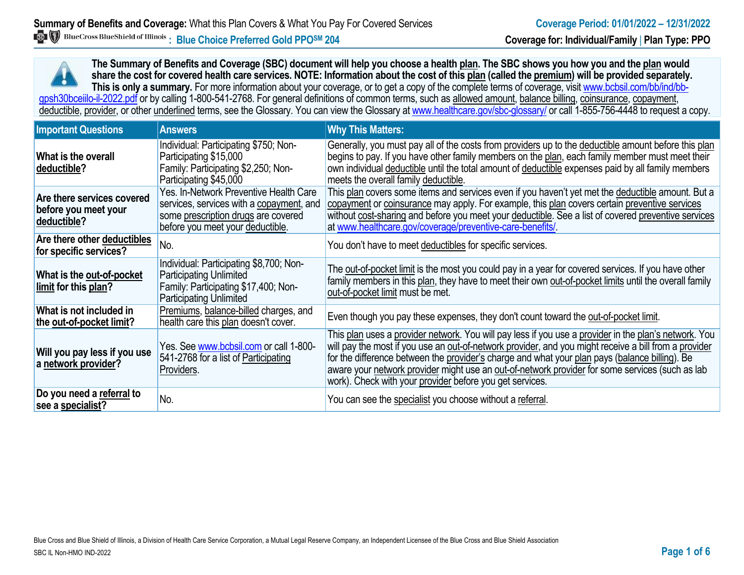**Summary of Benefits and Coverage:** What this Plan Covers & What You Pay For Covered Services

**Coverage Period: 01/01/2022 – 12/31/2022**

BlueCross BlueShield of Illinois **: Blue Choice Preferred Gold PPO℠ 204**

**Coverage for: Individual/Family | Plan Type: PPO**

**The Summary of Benefits and Coverage (SBC) document will help you choose a health plan. The SBC shows you how you and the plan would share the cost for covered health care services. NOTE: Information about the cost of this plan (called the premium) will be provided separately. This is only a summary.** For more information about your coverage, or to get a copy of the complete terms of coverage, visit www.bcbsil.com/bb/ind/bb-gpsh30bceiilo-il-2022.pdf or by calling 1-800-541-2768. For general definitions of common terms, such as allowed amount, balance billing, coinsurance, copayment, deductible, provider, or other underlined terms, see the Glossary. You can view the Glossary at www.healthcare.gov/sbc-glossary/ or call 1-855-756-4448 to request a copy.

| Important Questions | Answers | Why This Matters: |
|---|---|---|
| **What is the overall deductible?** | Individual: Participating $750; Non-Participating $15,000<br>Family: Participating $2,250; Non-Participating $45,000 | Generally, you must pay all of the costs from providers up to the deductible amount before this plan begins to pay. If you have other family members on the plan, each family member must meet their own individual deductible until the total amount of deductible expenses paid by all family members meets the overall family deductible. |
| **Are there services covered before you meet your deductible?** | Yes. In-Network Preventive Health Care services, services with a copayment, and some prescription drugs are covered before you meet your deductible. | This plan covers some items and services even if you haven't yet met the deductible amount. But a copayment or coinsurance may apply. For example, this plan covers certain preventive services without cost-sharing and before you meet your deductible. See a list of covered preventive services at www.healthcare.gov/coverage/preventive-care-benefits/. |
| **Are there other deductibles for specific services?** | No. | You don't have to meet deductibles for specific services. |
| **What is the out-of-pocket limit for this plan?** | Individual: Participating $8,700; Non-Participating Unlimited<br>Family: Participating $17,400; Non-Participating Unlimited | The out-of-pocket limit is the most you could pay in a year for covered services. If you have other family members in this plan, they have to meet their own out-of-pocket limits until the overall family out-of-pocket limit must be met. |
| **What is not included in the out-of-pocket limit?** | Premiums, balance-billed charges, and health care this plan doesn't cover. | Even though you pay these expenses, they don't count toward the out-of-pocket limit. |
| **Will you pay less if you use a network provider?** | Yes. See www.bcbsil.com or call 1-800-541-2768 for a list of Participating Providers. | This plan uses a provider network. You will pay less if you use a provider in the plan's network. You will pay the most if you use an out-of-network provider, and you might receive a bill from a provider for the difference between the provider's charge and what your plan pays (balance billing). Be aware your network provider might use an out-of-network provider for some services (such as lab work). Check with your provider before you get services. |
| **Do you need a referral to see a specialist?** | No. | You can see the specialist you choose without a referral. |

Blue Cross and Blue Shield of Illinois, a Division of Health Care Service Corporation, a Mutual Legal Reserve Company, an Independent Licensee of the Blue Cross and Blue Shield Association

SBC IL Non-HMO IND-2022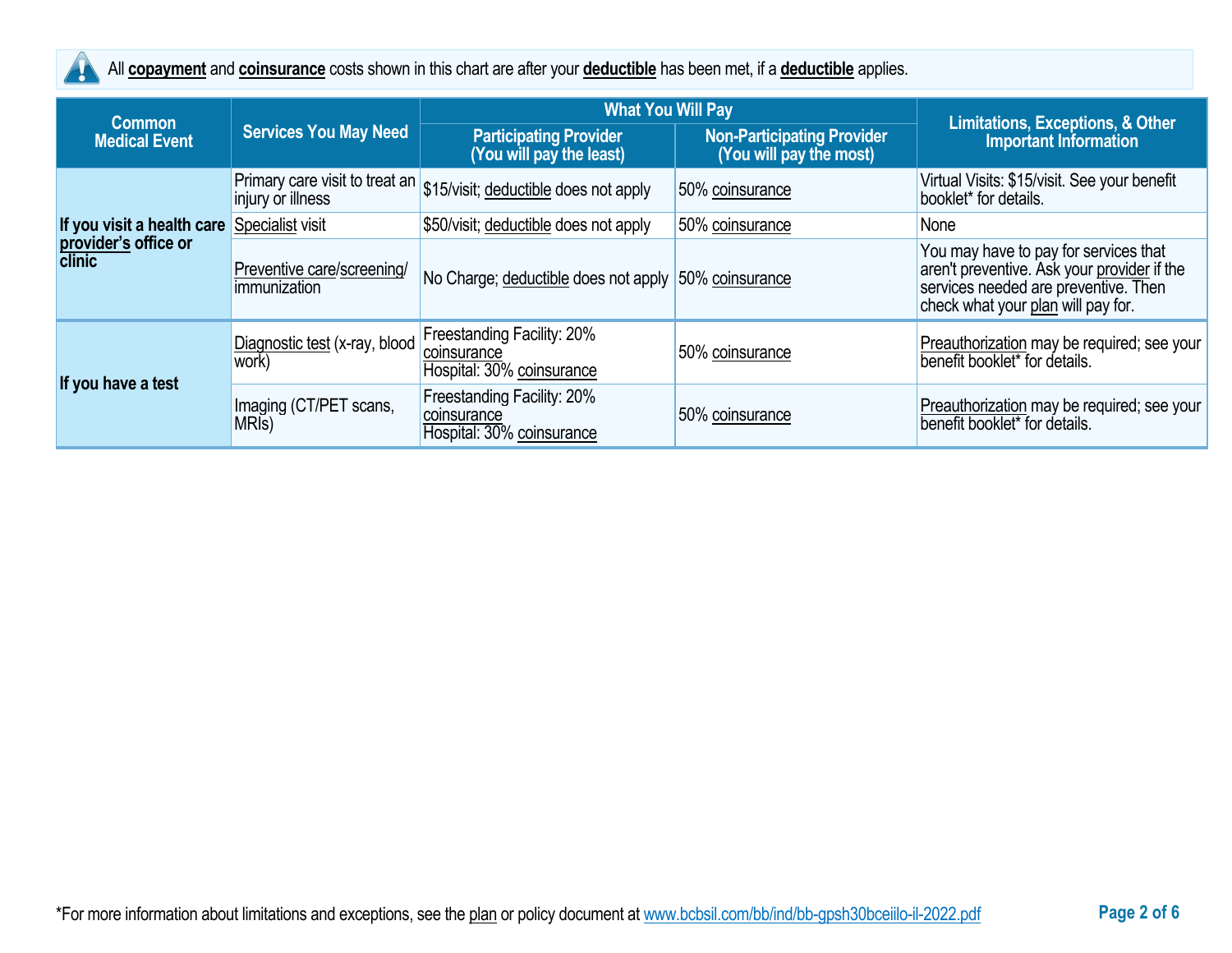All **copayment** and **coinsurance** costs shown in this chart are after your **deductible** has been met, if a **deductible** applies.

| Common Medical Event | Services You May Need | What You Will Pay | | Limitations, Exceptions, & Other Important Information |
|---|---|---|---|---|
| | | Participating Provider (You will pay the least) | Non-Participating Provider (You will pay the most) | |
| If you visit a health care provider's office or clinic | Primary care visit to treat an injury or illness | $15/visit; deductible does not apply | 50% coinsurance | Virtual Visits: $15/visit. See your benefit booklet* for details. |
| | Specialist visit | $50/visit; deductible does not apply | 50% coinsurance | None |
| | Preventive care/screening/ immunization | No Charge; deductible does not apply | 50% coinsurance | You may have to pay for services that aren't preventive. Ask your provider if the services needed are preventive. Then check what your plan will pay for. |
| If you have a test | Diagnostic test (x-ray, blood work) | Freestanding Facility: 20% coinsurance<br>Hospital: 30% coinsurance | 50% coinsurance | Preauthorization may be required; see your benefit booklet* for details. |
| | Imaging (CT/PET scans, MRIs) | Freestanding Facility: 20% coinsurance<br>Hospital: 30% coinsurance | 50% coinsurance | Preauthorization may be required; see your benefit booklet* for details. |

*For more information about limitations and exceptions, see the plan or policy document at www.bcbsil.com/bb/ind/bb-gpsh30bceiilo-il-2022.pdf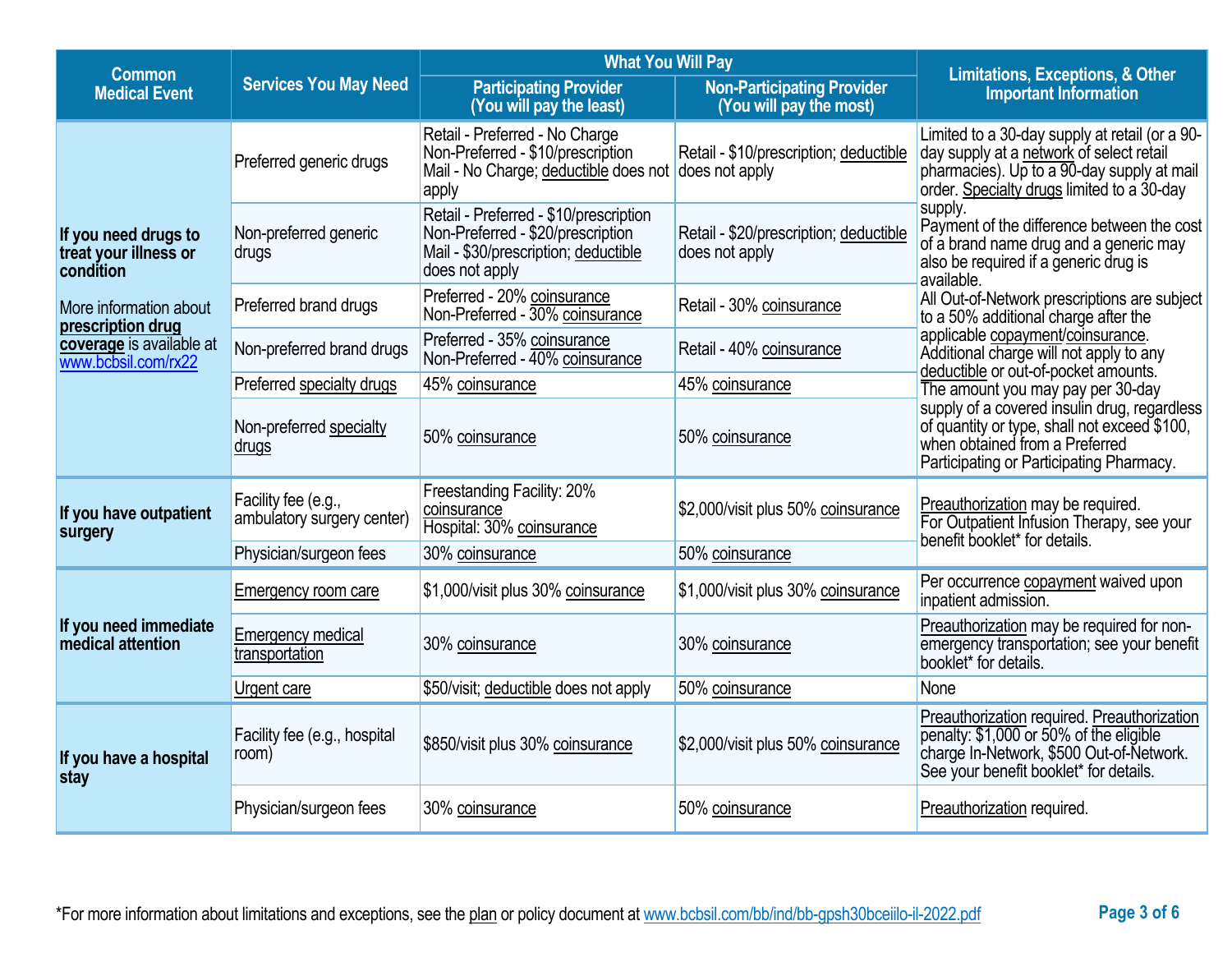| Common Medical Event | Services You May Need | What You Will Pay | | Limitations, Exceptions, & Other Important Information |
|---|---|---|---|---|
| | | Participating Provider (You will pay the least) | Non-Participating Provider (You will pay the most) | |
| **If you need drugs to treat your illness or condition**<br><br>More information about **prescription drug coverage** is available at www.bcbsil.com/rx22 | Preferred generic drugs | Retail - Preferred - No Charge<br>Non-Preferred - $10/prescription<br>Mail - No Charge; deductible does not apply | Retail - $10/prescription; deductible does not apply | Limited to a 30-day supply at retail (or a 90-day supply at a network of select retail pharmacies). Up to a 90-day supply at mail order. Specialty drugs limited to a 30-day supply.<br>Payment of the difference between the cost of a brand name drug and a generic may also be required if a generic drug is available.<br>All Out-of-Network prescriptions are subject to a 50% additional charge after the applicable copayment/coinsurance. Additional charge will not apply to any deductible or out-of-pocket amounts.<br>The amount you may pay per 30-day supply of a covered insulin drug, regardless of quantity or type, shall not exceed $100, when obtained from a Preferred Participating or Participating Pharmacy. |
| | Non-preferred generic drugs | Retail - Preferred - $10/prescription<br>Non-Preferred - $20/prescription<br>Mail - $30/prescription; deductible does not apply | Retail - $20/prescription; deductible does not apply | |
| | Preferred brand drugs | Preferred - 20% coinsurance<br>Non-Preferred - 30% coinsurance | Retail - 30% coinsurance | |
| | Non-preferred brand drugs | Preferred - 35% coinsurance<br>Non-Preferred - 40% coinsurance | Retail - 40% coinsurance | |
| | Preferred specialty drugs | 45% coinsurance | 45% coinsurance | |
| | Non-preferred specialty drugs | 50% coinsurance | 50% coinsurance | |
| **If you have outpatient surgery** | Facility fee (e.g., ambulatory surgery center) | Freestanding Facility: 20% coinsurance<br>Hospital: 30% coinsurance | $2,000/visit plus 50% coinsurance | Preauthorization may be required.<br>For Outpatient Infusion Therapy, see your benefit booklet* for details. |
| | Physician/surgeon fees | 30% coinsurance | 50% coinsurance | |
| **If you need immediate medical attention** | Emergency room care | $1,000/visit plus 30% coinsurance | $1,000/visit plus 30% coinsurance | Per occurrence copayment waived upon inpatient admission. |
| | Emergency medical transportation | 30% coinsurance | 30% coinsurance | Preauthorization may be required for non-emergency transportation; see your benefit booklet* for details. |
| | Urgent care | $50/visit; deductible does not apply | 50% coinsurance | None |
| **If you have a hospital stay** | Facility fee (e.g., hospital room) | $850/visit plus 30% coinsurance | $2,000/visit plus 50% coinsurance | Preauthorization required. Preauthorization penalty: $1,000 or 50% of the eligible charge In-Network, $500 Out-of-Network. See your benefit booklet* for details. |
| | Physician/surgeon fees | 30% coinsurance | 50% coinsurance | Preauthorization required. |

*For more information about limitations and exceptions, see the plan or policy document at www.bcbsil.com/bb/ind/bb-gpsh30bceiilo-il-2022.pdf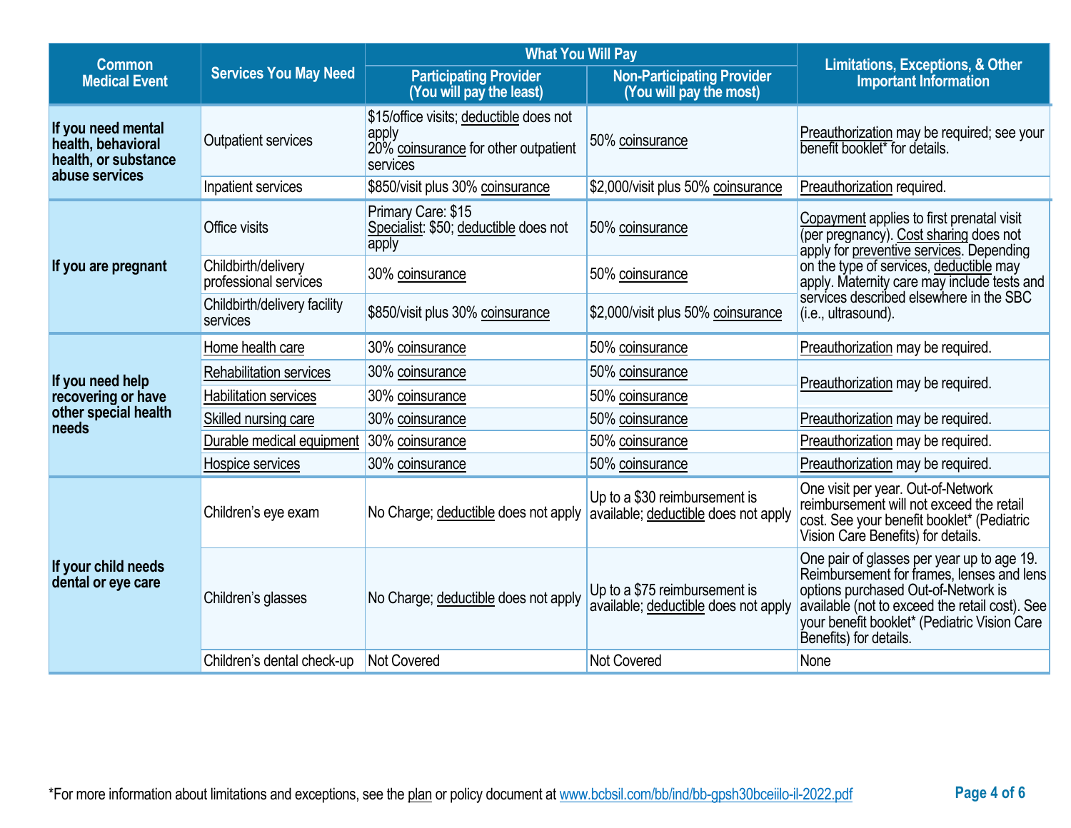| Common Medical Event | Services You May Need | What You Will Pay | | Limitations, Exceptions, & Other Important Information |
|---|---|---|---|---|
| | | Participating Provider (You will pay the least) | Non-Participating Provider (You will pay the most) | |
| If you need mental health, behavioral health, or substance abuse services | Outpatient services | $15/office visits; deductible does not apply<br>20% coinsurance for other outpatient services | 50% coinsurance | Preauthorization may be required; see your benefit booklet* for details. |
| | Inpatient services | $850/visit plus 30% coinsurance | $2,000/visit plus 50% coinsurance | Preauthorization required. |
| If you are pregnant | Office visits | Primary Care: $15<br>Specialist: $50; deductible does not apply | 50% coinsurance | Copayment applies to first prenatal visit (per pregnancy). Cost sharing does not apply for preventive services. Depending on the type of services, deductible may apply. Maternity care may include tests and services described elsewhere in the SBC (i.e., ultrasound). |
| | Childbirth/delivery professional services | 30% coinsurance | 50% coinsurance | |
| | Childbirth/delivery facility services | $850/visit plus 30% coinsurance | $2,000/visit plus 50% coinsurance | |
| If you need help recovering or have other special health needs | Home health care | 30% coinsurance | 50% coinsurance | Preauthorization may be required. |
| | Rehabilitation services | 30% coinsurance | 50% coinsurance | Preauthorization may be required. |
| | Habilitation services | 30% coinsurance | 50% coinsurance | |
| | Skilled nursing care | 30% coinsurance | 50% coinsurance | Preauthorization may be required. |
| | Durable medical equipment | 30% coinsurance | 50% coinsurance | Preauthorization may be required. |
| | Hospice services | 30% coinsurance | 50% coinsurance | Preauthorization may be required. |
| If your child needs dental or eye care | Children's eye exam | No Charge; deductible does not apply | Up to a $30 reimbursement is available; deductible does not apply | One visit per year. Out-of-Network reimbursement will not exceed the retail cost. See your benefit booklet* (Pediatric Vision Care Benefits) for details. |
| | Children's glasses | No Charge; deductible does not apply | Up to a $75 reimbursement is available; deductible does not apply | One pair of glasses per year up to age 19. Reimbursement for frames, lenses and lens options purchased Out-of-Network is available (not to exceed the retail cost). See your benefit booklet* (Pediatric Vision Care Benefits) for details. |
| | Children's dental check-up | Not Covered | Not Covered | None |

*For more information about limitations and exceptions, see the plan or policy document at www.bcbsil.com/bb/ind/bb-gpsh30bceiilo-il-2022.pdf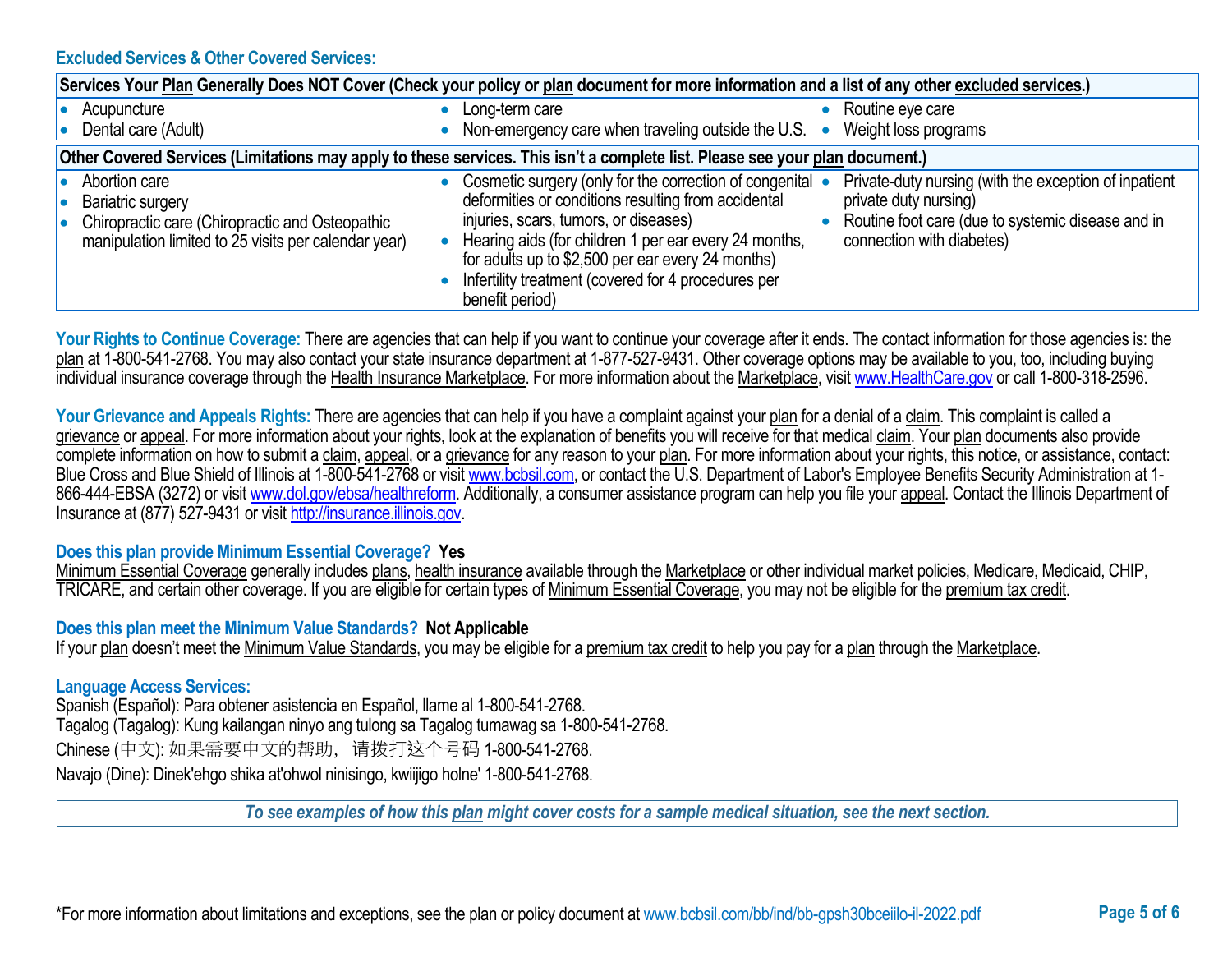### Excluded Services & Other Covered Services:

| Services Your Plan Generally Does NOT Cover (Check your policy or plan document for more information and a list of any other excluded services.) | | |
|---|---|---|
| • Acupuncture<br>• Dental care (Adult) | • Long-term care<br>• Non-emergency care when traveling outside the U.S. | • Routine eye care<br>• Weight loss programs |

| Other Covered Services (Limitations may apply to these services. This isn't a complete list. Please see your plan document.) | | |
|---|---|---|
| • Abortion care<br>• Bariatric surgery<br>• Chiropractic care (Chiropractic and Osteopathic manipulation limited to 25 visits per calendar year) | • Cosmetic surgery (only for the correction of congenital deformities or conditions resulting from accidental injuries, scars, tumors, or diseases)<br>• Hearing aids (for children 1 per ear every 24 months, for adults up to $2,500 per ear every 24 months)<br>• Infertility treatment (covered for 4 procedures per benefit period) | • Private-duty nursing (with the exception of inpatient private duty nursing)<br>• Routine foot care (due to systemic disease and in connection with diabetes) |

**Your Rights to Continue Coverage:** There are agencies that can help if you want to continue your coverage after it ends. The contact information for those agencies is: the plan at 1-800-541-2768. You may also contact your state insurance department at 1-877-527-9431. Other coverage options may be available to you, too, including buying individual insurance coverage through the Health Insurance Marketplace. For more information about the Marketplace, visit www.HealthCare.gov or call 1-800-318-2596.

**Your Grievance and Appeals Rights:** There are agencies that can help if you have a complaint against your plan for a denial of a claim. This complaint is called a grievance or appeal. For more information about your rights, look at the explanation of benefits you will receive for that medical claim. Your plan documents also provide complete information on how to submit a claim, appeal, or a grievance for any reason to your plan. For more information about your rights, this notice, or assistance, contact: Blue Cross and Blue Shield of Illinois at 1-800-541-2768 or visit www.bcbsil.com, or contact the U.S. Department of Labor's Employee Benefits Security Administration at 1-866-444-EBSA (3272) or visit www.dol.gov/ebsa/healthreform. Additionally, a consumer assistance program can help you file your appeal. Contact the Illinois Department of Insurance at (877) 527-9431 or visit http://insurance.illinois.gov.

**Does this plan provide Minimum Essential Coverage? Yes**

Minimum Essential Coverage generally includes plans, health insurance available through the Marketplace or other individual market policies, Medicare, Medicaid, CHIP, TRICARE, and certain other coverage. If you are eligible for certain types of Minimum Essential Coverage, you may not be eligible for the premium tax credit.

**Does this plan meet the Minimum Value Standards? Not Applicable**

If your plan doesn't meet the Minimum Value Standards, you may be eligible for a premium tax credit to help you pay for a plan through the Marketplace.

**Language Access Services:**

Spanish (Español): Para obtener asistencia en Español, llame al 1-800-541-2768.
Tagalog (Tagalog): Kung kailangan ninyo ang tulong sa Tagalog tumawag sa 1-800-541-2768.
Chinese (中文): 如果需要中文的帮助，请拨打这个号码 1-800-541-2768.
Navajo (Dine): Dinek'ehgo shika at'ohwol ninisingo, kwiijigo holne' 1-800-541-2768.

*To see examples of how this plan might cover costs for a sample medical situation, see the next section.*

*For more information about limitations and exceptions, see the plan or policy document at www.bcbsil.com/bb/ind/bb-gpsh30bceiilo-il-2022.pdf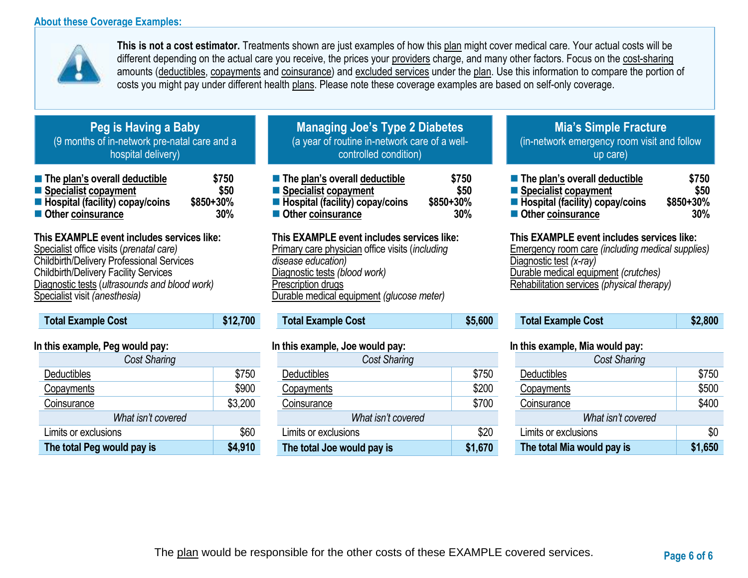## About these Coverage Examples:

**This is not a cost estimator.** Treatments shown are just examples of how this plan might cover medical care. Your actual costs will be different depending on the actual care you receive, the prices your providers charge, and many other factors. Focus on the cost-sharing amounts (deductibles, copayments and coinsurance) and excluded services under the plan. Use this information to compare the portion of costs you might pay under different health plans. Please note these coverage examples are based on self-only coverage.

### Peg is Having a Baby
(9 months of in-network pre-natal care and a hospital delivery)

- **The plan's overall deductible** — **$750**
- **Specialist copayment** — **$50**
- **Hospital (facility) copay/coins** — **$850+30%**
- **Other coinsurance** — **30%**

**This EXAMPLE event includes services like:**
Specialist office visits (*prenatal care*)
Childbirth/Delivery Professional Services
Childbirth/Delivery Facility Services
Diagnostic tests (*ultrasounds and blood work*)
Specialist visit *(anesthesia)*

| **Total Example Cost** | **$12,700** |
|---|---|

**In this example, Peg would pay:**

| *Cost Sharing* | |
|---|---|
| Deductibles | $750 |
| Copayments | $900 |
| Coinsurance | $3,200 |
| *What isn't covered* | |
| Limits or exclusions | $60 |
| **The total Peg would pay is** | **$4,910** |

### Managing Joe's Type 2 Diabetes
(a year of routine in-network care of a well-controlled condition)

- **The plan's overall deductible** — **$750**
- **Specialist copayment** — **$50**
- **Hospital (facility) copay/coins** — **$850+30%**
- **Other coinsurance** — **30%**

**This EXAMPLE event includes services like:**
Primary care physician office visits (*including disease education)*
Diagnostic tests *(blood work)*
Prescription drugs
Durable medical equipment *(glucose meter)*

| **Total Example Cost** | **$5,600** |
|---|---|

**In this example, Joe would pay:**

| *Cost Sharing* | |
|---|---|
| Deductibles | $750 |
| Copayments | $200 |
| Coinsurance | $700 |
| *What isn't covered* | |
| Limits or exclusions | $20 |
| **The total Joe would pay is** | **$1,670** |

### Mia's Simple Fracture
(in-network emergency room visit and follow up care)

- **The plan's overall deductible** — **$750**
- **Specialist copayment** — **$50**
- **Hospital (facility) copay/coins** — **$850+30%**
- **Other coinsurance** — **30%**

**This EXAMPLE event includes services like:**
Emergency room care *(including medical supplies)*
Diagnostic test *(x-ray)*
Durable medical equipment *(crutches)*
Rehabilitation services *(physical therapy)*

| **Total Example Cost** | **$2,800** |
|---|---|

**In this example, Mia would pay:**

| *Cost Sharing* | |
|---|---|
| Deductibles | $750 |
| Copayments | $500 |
| Coinsurance | $400 |
| *What isn't covered* | |
| Limits or exclusions | $0 |
| **The total Mia would pay is** | **$1,650** |

The plan would be responsible for the other costs of these EXAMPLE covered services.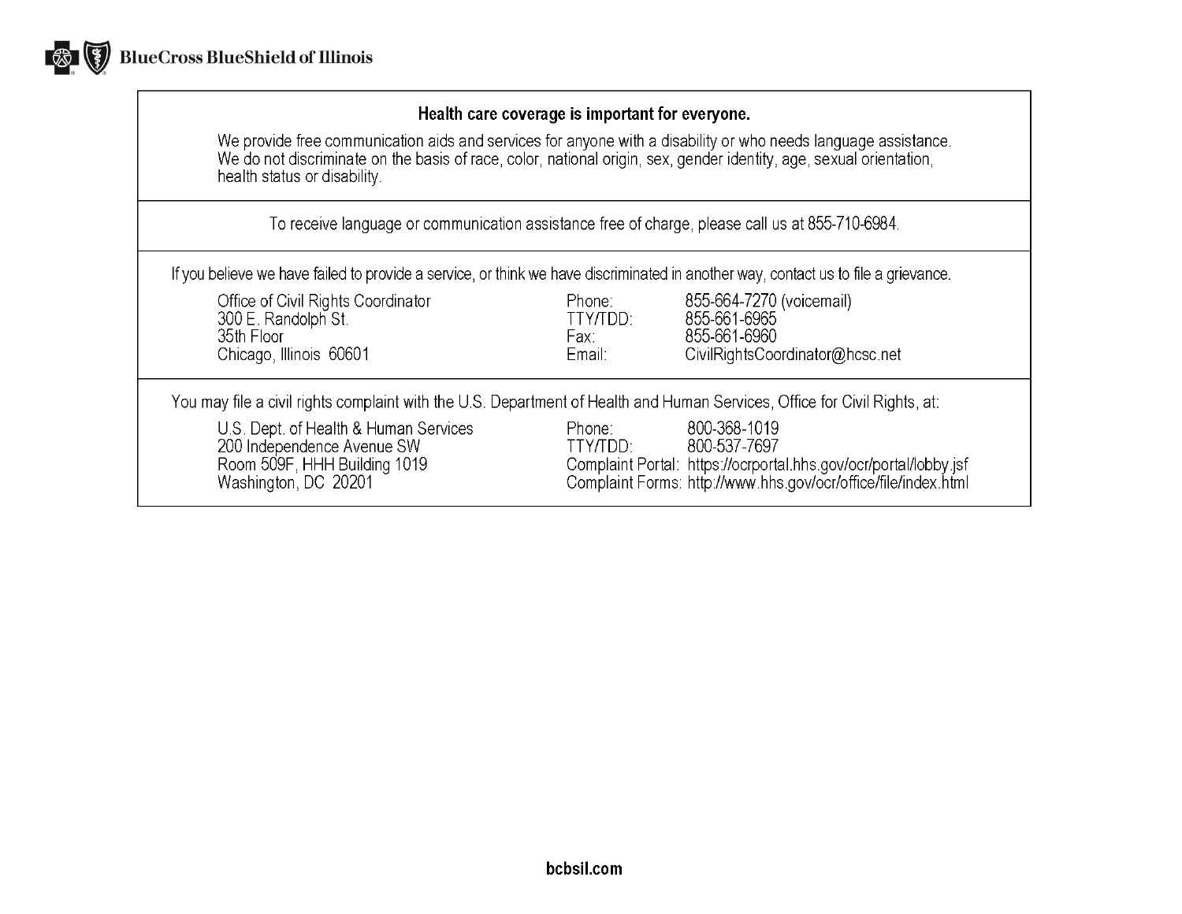BlueCross BlueShield of Illinois

**Health care coverage is important for everyone.**

We provide free communication aids and services for anyone with a disability or who needs language assistance. We do not discriminate on the basis of race, color, national origin, sex, gender identity, age, sexual orientation, health status or disability.

To receive language or communication assistance free of charge, please call us at 855-710-6984.

If you believe we have failed to provide a service, or think we have discriminated in another way, contact us to file a grievance.

| | | |
|---|---|---|
| Office of Civil Rights Coordinator | Phone: | 855-664-7270 (voicemail) |
| 300 E. Randolph St. | TTY/TDD: | 855-661-6965 |
| 35th Floor | Fax: | 855-661-6960 |
| Chicago, Illinois 60601 | Email: | CivilRightsCoordinator@hcsc.net |

You may file a civil rights complaint with the U.S. Department of Health and Human Services, Office for Civil Rights, at:

| | | |
|---|---|---|
| U.S. Dept. of Health & Human Services | Phone: | 800-368-1019 |
| 200 Independence Avenue SW | TTY/TDD: | 800-537-7697 |
| Room 509F, HHH Building 1019 | Complaint Portal: | https://ocrportal.hhs.gov/ocr/portal/lobby.jsf |
| Washington, DC 20201 | Complaint Forms: | http://www.hhs.gov/ocr/office/file/index.html |

**bcbsil.com**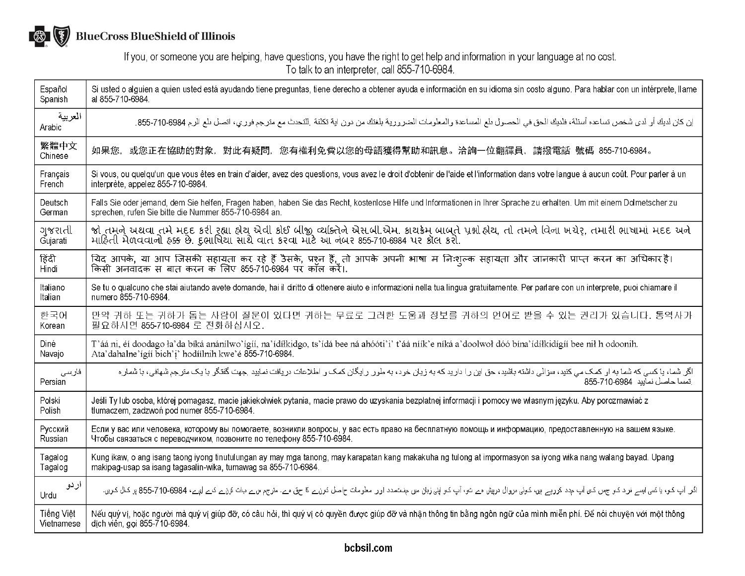BlueCross BlueShield of Illinois

If you, or someone you are helping, have questions, you have the right to get help and information in your language at no cost.
To talk to an interpreter, call 855-710-6984.

| | |
|---|---|
| Español Spanish | Si usted o alguien a quien usted está ayudando tiene preguntas, tiene derecho a obtener ayuda e información en su idioma sin costo alguno. Para hablar con un intérprete, llame al 855-710-6984. |
| العربية Arabic | إن كان لديك أو لدى شخص تساعده أسئلة، فلديك الحق في الحصول على المساعدة والمعلومات الضرورية بلغتك من دون اية تكلفة .للتحدث مع مترجم فوري، اتصل على الرقم 855-710-6984. |
| 繁體中文 Chinese | 如果您，或您正在協助的對象，對此有疑問，您有權利免費以您的母語獲得幫助和訊息。洽詢一位翻譯員，請撥電話 號碼 855-710-6984。 |
| Français French | Si vous, ou quelqu'un que vous êtes en train d'aider, avez des questions, vous avez le droit d'obtenir de l'aide et l'information dans votre langue à aucun coût. Pour parler à un interprète, appelez 855-710-6984. |
| Deutsch German | Falls Sie oder jemand, dem Sie helfen, Fragen haben, haben Sie das Recht, kostenlose Hilfe und Informationen in Ihrer Sprache zu erhalten. Um mit einem Dolmetscher zu sprechen, rufen Sie bitte die Nummer 855-710-6984 an. |
| ગુજરાતી Gujarati | જો તમને અથવા તમે મદદ કરી રહ્યા હોય એવી કોઈ બીજી વ્યક્તિને એસ.બી.એમ. કાયક્રમ બાબતે પ્રશ્નો હોય, તો તમને વિના ખચેર, તમારી ભાષામાં મદદ અને માહિતી મેળવવાનો હક્ક છે. દુભાષિયા સાથે વાત કરવા માટે આ નંબર 855-710-6984 પર કૉલ કરો. |
| हिंदी Hindi | यदि आपके, या आप जिसकी सहायता कर रहे हैं उसके, प्रश्न हैं, तो आपके अपनी भाषा म निःशुल्क सहायता और जानकारी प्राप्त करन का अधिकार है। किसी अनवादक स बात करन क लिए 855-710-6984 पर कॉल करें। |
| Italiano Italian | Se tu o qualcuno che stai aiutando avete domande, hai il diritto di ottenere aiuto e informazioni nella tua lingua gratuitamente. Per parlare con un interprete, puoi chiamare il numero 855-710-6984. |
| 한국어 Korean | 만약 귀하 또는 귀하가 돕는 사람이 질문이 있다면 귀하는 무료로 그러한 도움과 정보를 귀하의 언어로 받을 수 있는 권리가 있습니다. 통역사가 필요하시면 855-710-6984 로 전화하십시오. |
| Diné Navajo | T'áá ni, éí doodago ła'da bíká anánílwo'ígíí, na'ídíłkidgo, ts'ídá bee ná ahóóti'i' t'áá níik'e níká a'doolwoł dóó bína'ídíłkidígíí bee níł h odoonih. Ata'dahalne'ígíí bich'į' hodíílnih kwe'é 855-710-6984. |
| فارسی Persian | اگر شما، یا کسی که شما به او کمک می کنید، سؤالی داشته باشید، حق این را دارید که به زبان خود، به طور رایگان کمک و اطلاعات دریافت نمایید. جهت گفتگو با یک مترجم شفاهی، با شماره 855-710-6984 تمسا حاصل نمایید. |
| Polski Polish | Jeśli Ty lub osoba, której pomagasz, macie jakiekolwiek pytania, macie prawo do uzyskania bezpłatnej informacji i pomocy we własnym języku. Aby porozmawiać z tłumaczem, zadzwoń pod numer 855-710-6984. |
| Русский Russian | Если у вас или человека, которому вы помогаете, возникли вопросы, у вас есть право на бесплатную помощь и информацию, предоставленную на вашем языке. Чтобы связаться с переводчиком, позвоните по телефону 855-710-6984. |
| Tagalog Tagalog | Kung ikaw, o ang isang taong iyong tinutulungan ay may mga tanong, may karapatan kang makakuha ng tulong at impormasyon sa iyong wika nang walang bayad. Upang makipag-usap sa isang tagasalin-wika, tumawag sa 855-710-6984. |
| اردو Urdu | اگر آپ کو، یا کسی ایسے فرد کو جس کی آپ مدد کررہے ہیں، کوئی سوال درپیش ہے تو، آپ کو اپنی زبان میں مفت مدد اور معلومات حاصل کرنے کا حق ہے۔ مترجم سے بات کرنے کے لیے، 855-710-6984 پر کال کریں۔ |
| Tiếng Việt Vietnamese | Nếu quý vị, hoặc người mà quý vị giúp đỡ, có câu hỏi, thì quý vị có quyền được giúp đỡ và nhận thông tin bằng ngôn ngữ của mình miễn phí. Để nói chuyện với một thông dịch viên, gọi 855-710-6984. |

bcbsil.com